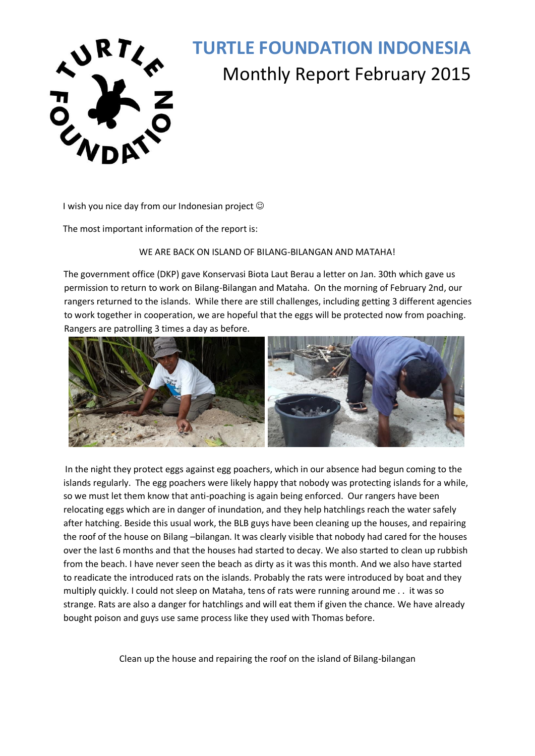# TURTLE FOUNDATION INDONESIA

## Monthly Report February 2015

I wish you nice day from our Indonesian project ☺

The most important information of the report is:

WE ARE BACK ON ISLAND OF BILANG-BILANGAN AND MATAHA!

The government office (DKP) gave Konservasi Biota Laut Berau a letter on Jan. 30th which gave us permission to return to work on Bilang-Bilangan and Mataha. On the morning of February 2nd, our rangers returned to the islands. While there are still challenges, including getting 3 different agencies to work together in cooperation, we are hopeful that the eggs will be protected now from poaching. Rangers are patrolling 3 times a day as before.

In the night they protect eggs against egg poachers, which in our absence had begun coming to the islands regularly. The egg poachers were likely happy that nobody was protecting islands for a while, so we must let them know that anti-poaching is again being enforced. Our rangers have been relocating eggs which are in danger of inundation, and they help hatchlings reach the water safely after hatching. Beside this usual work, the BLB guys have been cleaning up the houses, and repairing the roof of the house on Bilang –bilangan. It was clearly visible that nobody had cared for the houses over the last 6 months and that the houses had started to decay. We also started to clean up rubbish from the beach. I have never seen the beach as dirty as it was this month. And we also have started to readicate the introduced rats on the islands. Probably the rats were introduced by boat and they multiply quickly. I could not sleep on Mataha, tens of rats were running around me . . it was so strange. Rats are also a danger for hatchlings and will eat them if given the chance. We have already bought poison and guys use same process like they used with Thomas before.

Clean up the house and repairing the roof on the island of Bilang-bilangan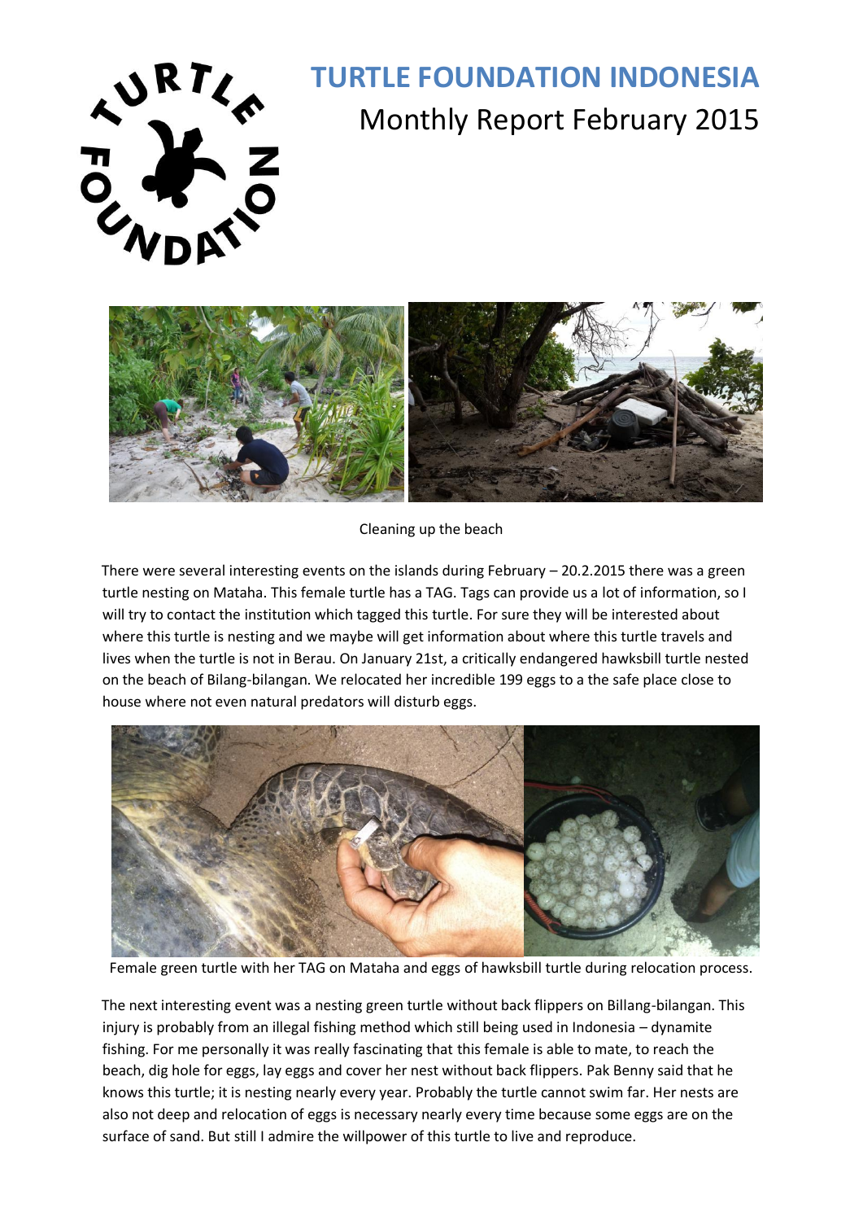# TURTLE FOUNDATION INDONESIA

Monthly Report February 2015

Cleaning up the beach

There were several interesting events on the islands during February – 20.2.2015 there was a green turtle nesting on Mataha. This female turtle has a TAG. Tags can provide us a lot of information, so I will try to contact the institution which tagged this turtle. For sure they will be interested about where this turtle is nesting and we maybe will get information about where this turtle travels and lives when the turtle is not in Berau. On January 21st, a critically endangered hawksbill turtle nested on the beach of Bilang-bilangan. We relocated her incredible 199 eggs to a the safe place close to house where not even natural predators will disturb eggs.

Female green turtle with her TAG on Mataha and eggs of hawksbill turtle during relocation process.

The next interesting event was a nesting green turtle without back flippers on Billang-bilangan. This injury is probably from an illegal fishing method which still being used in Indonesia – dynamite fishing. For me personally it was really fascinating that this female is able to mate, to reach the beach, dig hole for eggs, lay eggs and cover her nest without back flippers. Pak Benny said that he knows this turtle; it is nesting nearly every year. Probably the turtle cannot swim far. Her nests are also not deep and relocation of eggs is necessary nearly every time because some eggs are on the surface of sand. But still I admire the willpower of this turtle to live and reproduce.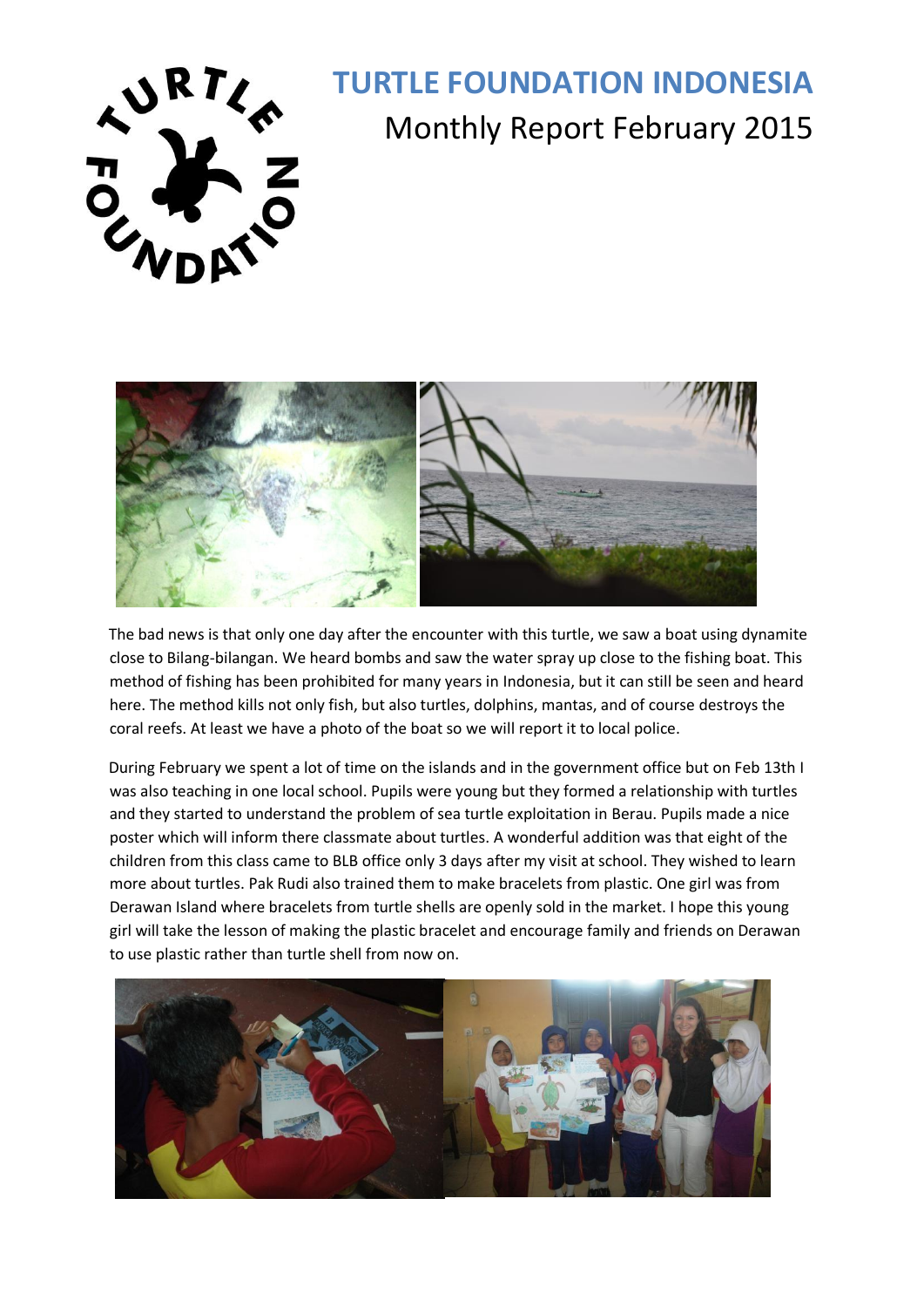# TURTLE FOUNDATION INDONESIA

Monthly Report February 2015

The bad news is that only one day after the encounter with this turtle, we saw a boat using dynamite close to Bilang-bilangan. We heard bombs and saw the water spray up close to the fishing boat. This method of fishing has been prohibited for many years in Indonesia, but it can still be seen and heard here. The method kills not only fish, but also turtles, dolphins, mantas, and of course destroys the coral reefs. At least we have a photo of the boat so we will report it to local police.

During February we spent a lot of time on the islands and in the government office but on Feb 13th I was also teaching in one local school. Pupils were young but they formed a relationship with turtles and they started to understand the problem of sea turtle exploitation in Berau. Pupils made a nice poster which will inform there classmate about turtles. A wonderful addition was that eight of the children from this class came to BLB office only 3 days after my visit at school. They wished to learn more about turtles. Pak Rudi also trained them to make bracelets from plastic. One girl was from Derawan Island where bracelets from turtle shells are openly sold in the market. I hope this young girl will take the lesson of making the plastic bracelet and encourage family and friends on Derawan to use plastic rather than turtle shell from now on.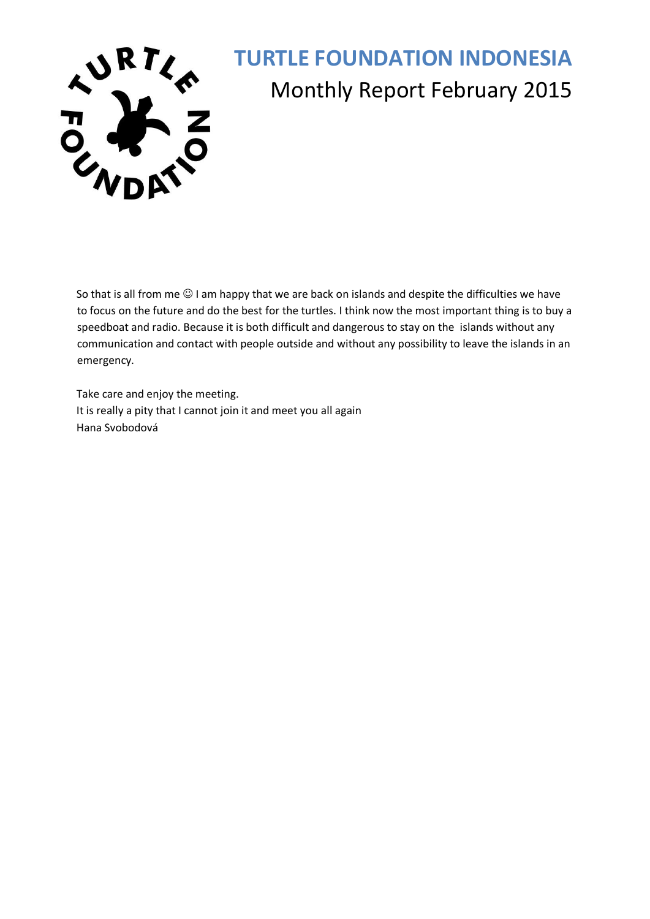# TURTLE FOUNDATION INDONESIA

Monthly Report February 2015

So that is all from me ☺ I am happy that we are back on islands and despite the difficulties we have to focus on the future and do the best for the turtles. I think now the most important thing is to buy a speedboat and radio. Because it is both difficult and dangerous to stay on the islands without any communication and contact with people outside and without any possibility to leave the islands in an emergency.

Take care and enjoy the meeting.
It is really a pity that I cannot join it and meet you all again
Hana Svobodová